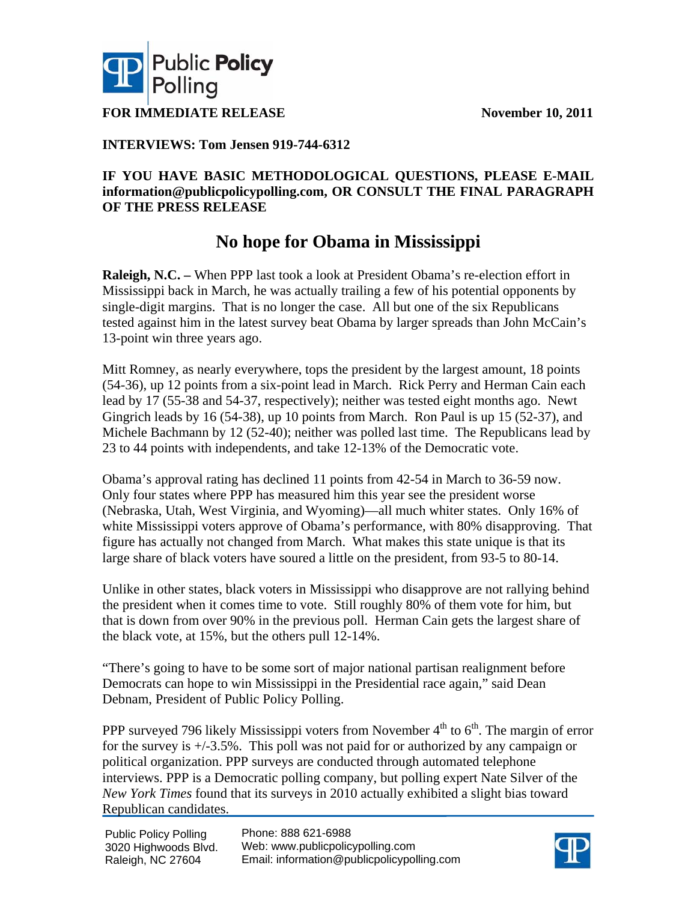**FOR IMMEDIATE RELEASE** **November 10, 2011**

**INTERVIEWS: Tom Jensen 919-744-6312**

**IF YOU HAVE BASIC METHODOLOGICAL QUESTIONS, PLEASE E-MAIL information@publicpolicypolling.com, OR CONSULT THE FINAL PARAGRAPH OF THE PRESS RELEASE**

# No hope for Obama in Mississippi

**Raleigh, N.C. –** When PPP last took a look at President Obama's re-election effort in Mississippi back in March, he was actually trailing a few of his potential opponents by single-digit margins. That is no longer the case. All but one of the six Republicans tested against him in the latest survey beat Obama by larger spreads than John McCain's 13-point win three years ago.

Mitt Romney, as nearly everywhere, tops the president by the largest amount, 18 points (54-36), up 12 points from a six-point lead in March. Rick Perry and Herman Cain each lead by 17 (55-38 and 54-37, respectively); neither was tested eight months ago. Newt Gingrich leads by 16 (54-38), up 10 points from March. Ron Paul is up 15 (52-37), and Michele Bachmann by 12 (52-40); neither was polled last time. The Republicans lead by 23 to 44 points with independents, and take 12-13% of the Democratic vote.

Obama's approval rating has declined 11 points from 42-54 in March to 36-59 now. Only four states where PPP has measured him this year see the president worse (Nebraska, Utah, West Virginia, and Wyoming)—all much whiter states. Only 16% of white Mississippi voters approve of Obama's performance, with 80% disapproving. That figure has actually not changed from March. What makes this state unique is that its large share of black voters have soured a little on the president, from 93-5 to 80-14.

Unlike in other states, black voters in Mississippi who disapprove are not rallying behind the president when it comes time to vote. Still roughly 80% of them vote for him, but that is down from over 90% in the previous poll. Herman Cain gets the largest share of the black vote, at 15%, but the others pull 12-14%.

"There's going to have to be some sort of major national partisan realignment before Democrats can hope to win Mississippi in the Presidential race again," said Dean Debnam, President of Public Policy Polling.

PPP surveyed 796 likely Mississippi voters from November 4th to 6th. The margin of error for the survey is +/-3.5%. This poll was not paid for or authorized by any campaign or political organization. PPP surveys are conducted through automated telephone interviews. PPP is a Democratic polling company, but polling expert Nate Silver of the *New York Times* found that its surveys in 2010 actually exhibited a slight bias toward Republican candidates.

Public Policy Polling
3020 Highwoods Blvd.
Raleigh, NC 27604

Phone: 888 621-6988
Web: www.publicpolicypolling.com
Email: information@publicpolicypolling.com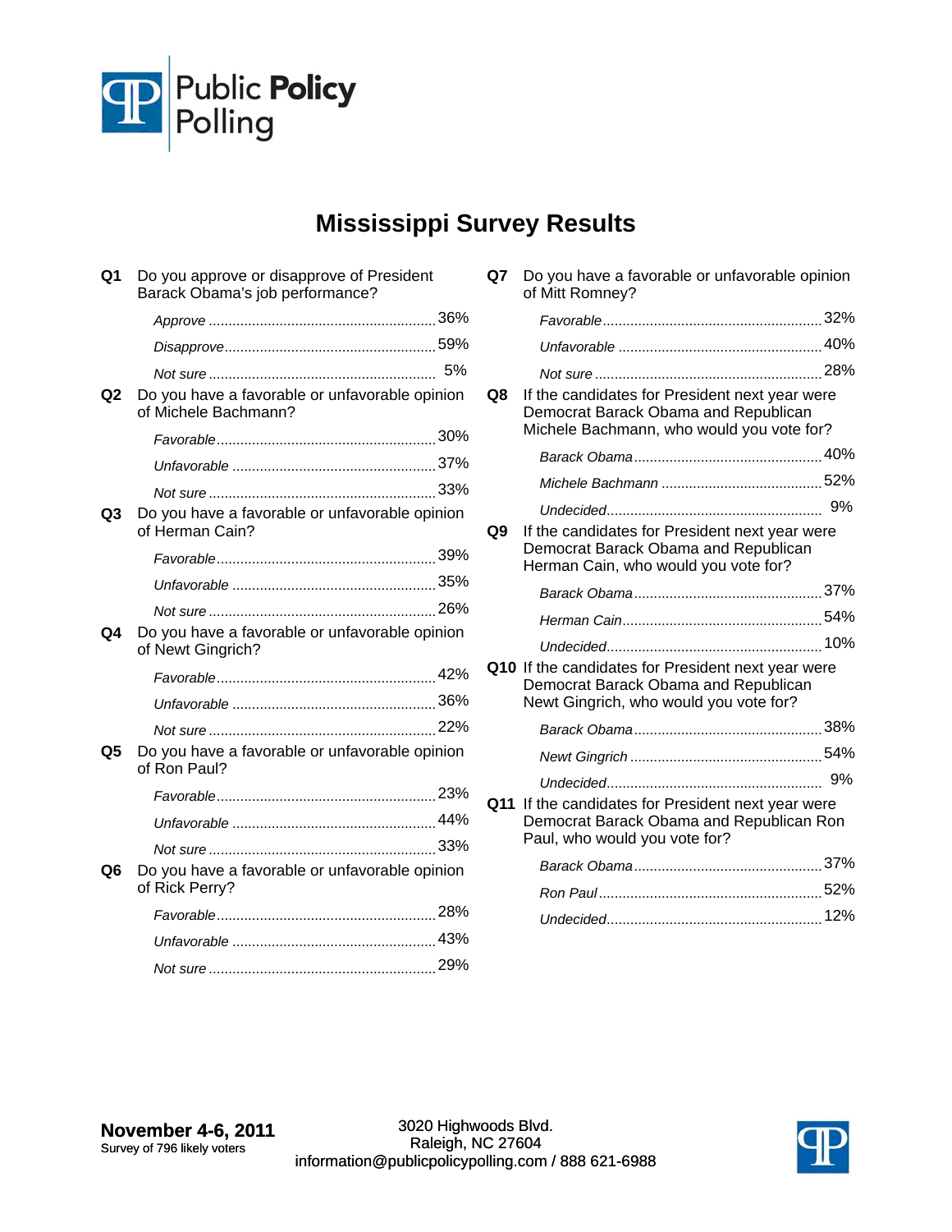# Mississippi Survey Results

**Q1** Do you approve or disapprove of President Barack Obama's job performance?

| | |
|---|---|
| *Approve* | 36% |
| *Disapprove* | 59% |
| *Not sure* | 5% |

**Q2** Do you have a favorable or unfavorable opinion of Michele Bachmann?

| | |
|---|---|
| *Favorable* | 30% |
| *Unfavorable* | 37% |
| *Not sure* | 33% |

**Q3** Do you have a favorable or unfavorable opinion of Herman Cain?

| | |
|---|---|
| *Favorable* | 39% |
| *Unfavorable* | 35% |
| *Not sure* | 26% |

**Q4** Do you have a favorable or unfavorable opinion of Newt Gingrich?

| | |
|---|---|
| *Favorable* | 42% |
| *Unfavorable* | 36% |
| *Not sure* | 22% |

**Q5** Do you have a favorable or unfavorable opinion of Ron Paul?

| | |
|---|---|
| *Favorable* | 23% |
| *Unfavorable* | 44% |
| *Not sure* | 33% |

**Q6** Do you have a favorable or unfavorable opinion of Rick Perry?

| | |
|---|---|
| *Favorable* | 28% |
| *Unfavorable* | 43% |
| *Not sure* | 29% |

**Q7** Do you have a favorable or unfavorable opinion of Mitt Romney?

| | |
|---|---|
| *Favorable* | 32% |
| *Unfavorable* | 40% |
| *Not sure* | 28% |

**Q8** If the candidates for President next year were Democrat Barack Obama and Republican Michele Bachmann, who would you vote for?

| | |
|---|---|
| *Barack Obama* | 40% |
| *Michele Bachmann* | 52% |
| *Undecided* | 9% |

**Q9** If the candidates for President next year were Democrat Barack Obama and Republican Herman Cain, who would you vote for?

| | |
|---|---|
| *Barack Obama* | 37% |
| *Herman Cain* | 54% |
| *Undecided* | 10% |

**Q10** If the candidates for President next year were Democrat Barack Obama and Republican Newt Gingrich, who would you vote for?

| | |
|---|---|
| *Barack Obama* | 38% |
| *Newt Gingrich* | 54% |
| *Undecided* | 9% |

**Q11** If the candidates for President next year were Democrat Barack Obama and Republican Ron Paul, who would you vote for?

| | |
|---|---|
| *Barack Obama* | 37% |
| *Ron Paul* | 52% |
| *Undecided* | 12% |

**November 4-6, 2011**
Survey of 796 likely voters

3020 Highwoods Blvd.
Raleigh, NC 27604
information@publicpolicypolling.com / 888 621-6988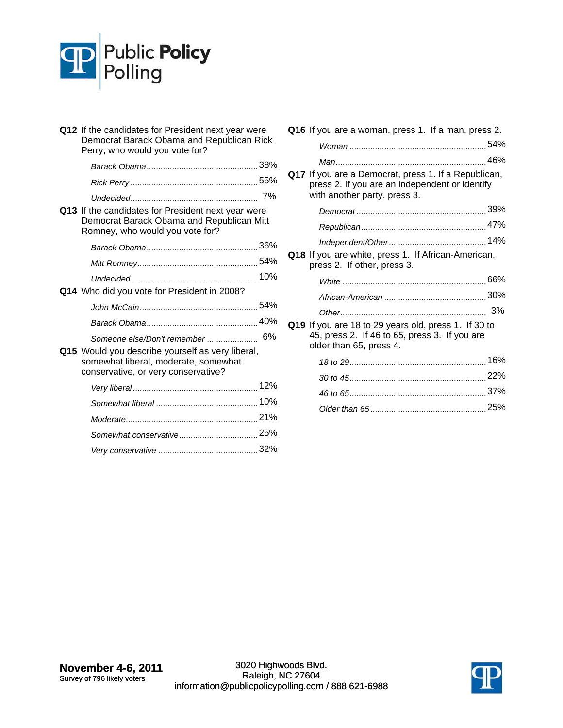**Q12** If the candidates for President next year were Democrat Barack Obama and Republican Rick Perry, who would you vote for?

| | |
|---|---|
| *Barack Obama* | 38% |
| *Rick Perry* | 55% |
| *Undecided* | 7% |

**Q13** If the candidates for President next year were Democrat Barack Obama and Republican Mitt Romney, who would you vote for?

| | |
|---|---|
| *Barack Obama* | 36% |
| *Mitt Romney* | 54% |
| *Undecided* | 10% |

**Q14** Who did you vote for President in 2008?

| | |
|---|---|
| *John McCain* | 54% |
| *Barack Obama* | 40% |
| *Someone else/Don't remember* | 6% |

**Q15** Would you describe yourself as very liberal, somewhat liberal, moderate, somewhat conservative, or very conservative?

| | |
|---|---|
| *Very liberal* | 12% |
| *Somewhat liberal* | 10% |
| *Moderate* | 21% |
| *Somewhat conservative* | 25% |
| *Very conservative* | 32% |

**Q16** If you are a woman, press 1. If a man, press 2.

| | |
|---|---|
| *Woman* | 54% |
| *Man* | 46% |

**Q17** If you are a Democrat, press 1. If a Republican, press 2. If you are an independent or identify with another party, press 3.

| | |
|---|---|
| *Democrat* | 39% |
| *Republican* | 47% |
| *Independent/Other* | 14% |

**Q18** If you are white, press 1. If African-American, press 2. If other, press 3.

| | |
|---|---|
| *White* | 66% |
| *African-American* | 30% |
| *Other* | 3% |

**Q19** If you are 18 to 29 years old, press 1. If 30 to 45, press 2. If 46 to 65, press 3. If you are older than 65, press 4.

| | |
|---|---|
| *18 to 29* | 16% |
| *30 to 45* | 22% |
| *46 to 65* | 37% |
| *Older than 65* | 25% |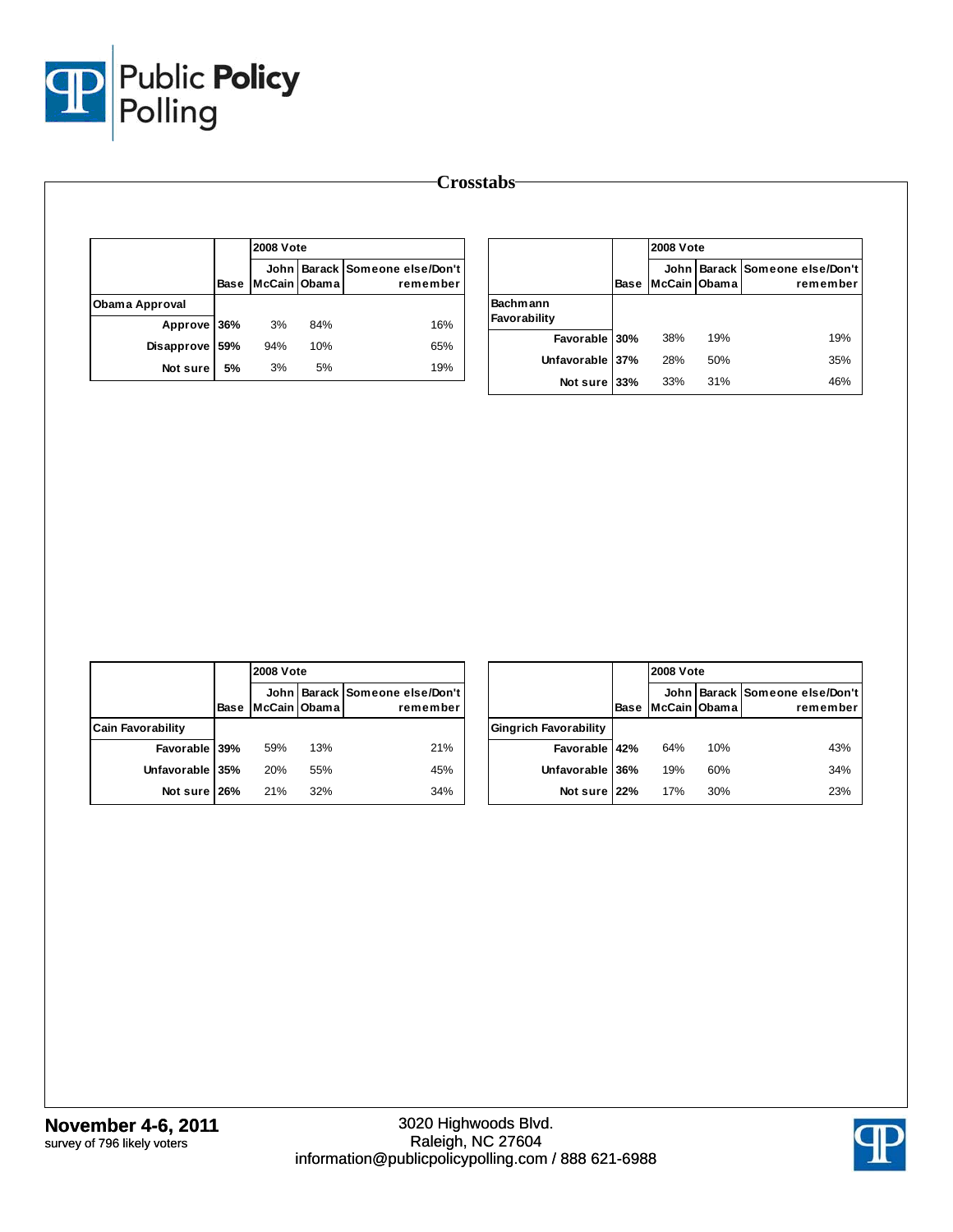# Crosstabs

| | Base | 2008 Vote John McCain | Barack Obama | Someone else/Don't remember |
|---|---|---|---|---|
| **Obama Approval** | | | | |
| Approve | 36% | 3% | 84% | 16% |
| Disapprove | 59% | 94% | 10% | 65% |
| Not sure | 5% | 3% | 5% | 19% |

| | Base | 2008 Vote John McCain | Barack Obama | Someone else/Don't remember |
|---|---|---|---|---|
| **Bachmann Favorability** | | | | |
| Favorable | 30% | 38% | 19% | 19% |
| Unfavorable | 37% | 28% | 50% | 35% |
| Not sure | 33% | 33% | 31% | 46% |

| | Base | 2008 Vote John McCain | Barack Obama | Someone else/Don't remember |
|---|---|---|---|---|
| **Cain Favorability** | | | | |
| Favorable | 39% | 59% | 13% | 21% |
| Unfavorable | 35% | 20% | 55% | 45% |
| Not sure | 26% | 21% | 32% | 34% |

| | Base | 2008 Vote John McCain | Barack Obama | Someone else/Don't remember |
|---|---|---|---|---|
| **Gingrich Favorability** | | | | |
| Favorable | 42% | 64% | 10% | 43% |
| Unfavorable | 36% | 19% | 60% | 34% |
| Not sure | 22% | 17% | 30% | 23% |

**November 4-6, 2011**
survey of 796 likely voters

3020 Highwoods Blvd.
Raleigh, NC 27604
information@publicpolicypolling.com / 888 621-6988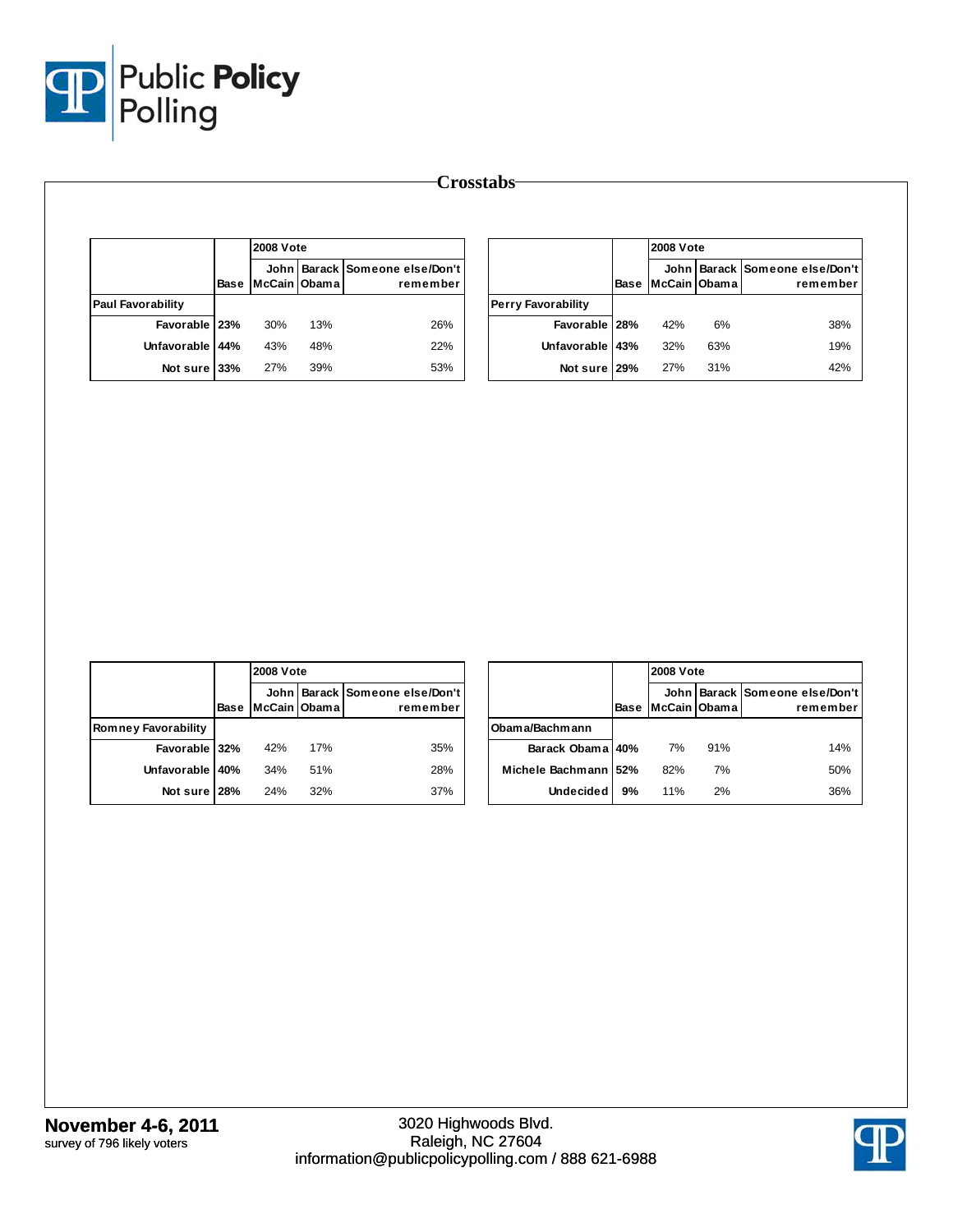## Crosstabs

| | Base | 2008 Vote | | |
|---|---|---|---|---|
| | | John McCain | Barack Obama | Someone else/Don't remember |
| **Paul Favorability** | | | | |
| Favorable | 23% | 30% | 13% | 26% |
| Unfavorable | 44% | 43% | 48% | 22% |
| Not sure | 33% | 27% | 39% | 53% |

| | Base | 2008 Vote | | |
|---|---|---|---|---|
| | | John McCain | Barack Obama | Someone else/Don't remember |
| **Perry Favorability** | | | | |
| Favorable | 28% | 42% | 6% | 38% |
| Unfavorable | 43% | 32% | 63% | 19% |
| Not sure | 29% | 27% | 31% | 42% |

| | Base | 2008 Vote | | |
|---|---|---|---|---|
| | | John McCain | Barack Obama | Someone else/Don't remember |
| **Romney Favorability** | | | | |
| Favorable | 32% | 42% | 17% | 35% |
| Unfavorable | 40% | 34% | 51% | 28% |
| Not sure | 28% | 24% | 32% | 37% |

| | Base | 2008 Vote | | |
|---|---|---|---|---|
| | | John McCain | Barack Obama | Someone else/Don't remember |
| **Obama/Bachmann** | | | | |
| Barack Obama | 40% | 7% | 91% | 14% |
| Michele Bachmann | 52% | 82% | 7% | 50% |
| Undecided | 9% | 11% | 2% | 36% |

**November 4-6, 2011**
survey of 796 likely voters

3020 Highwoods Blvd.
Raleigh, NC 27604
information@publicpolicypolling.com / 888 621-6988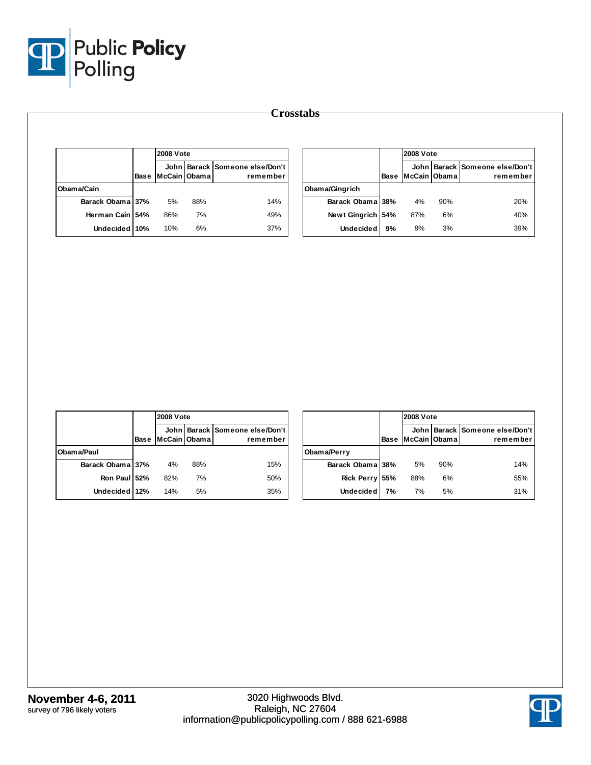# Crosstabs

| | Base | 2008 Vote John McCain | Barack Obama | Someone else/Don't remember |
|---|---|---|---|---|
| **Obama/Cain** | | | | |
| Barack Obama | 37% | 5% | 88% | 14% |
| Herman Cain | 54% | 86% | 7% | 49% |
| Undecided | 10% | 10% | 6% | 37% |

| | Base | 2008 Vote John McCain | Barack Obama | Someone else/Don't remember |
|---|---|---|---|---|
| **Obama/Gingrich** | | | | |
| Barack Obama | 38% | 4% | 90% | 20% |
| Newt Gingrich | 54% | 87% | 6% | 40% |
| Undecided | 9% | 9% | 3% | 39% |

| | Base | 2008 Vote John McCain | Barack Obama | Someone else/Don't remember |
|---|---|---|---|---|
| **Obama/Paul** | | | | |
| Barack Obama | 37% | 4% | 88% | 15% |
| Ron Paul | 52% | 82% | 7% | 50% |
| Undecided | 12% | 14% | 5% | 35% |

| | Base | 2008 Vote John McCain | Barack Obama | Someone else/Don't remember |
|---|---|---|---|---|
| **Obama/Perry** | | | | |
| Barack Obama | 38% | 5% | 90% | 14% |
| Rick Perry | 55% | 88% | 6% | 55% |
| Undecided | 7% | 7% | 5% | 31% |

**November 4-6, 2011**
survey of 796 likely voters

3020 Highwoods Blvd.
Raleigh, NC 27604
information@publicpolicypolling.com / 888 621-6988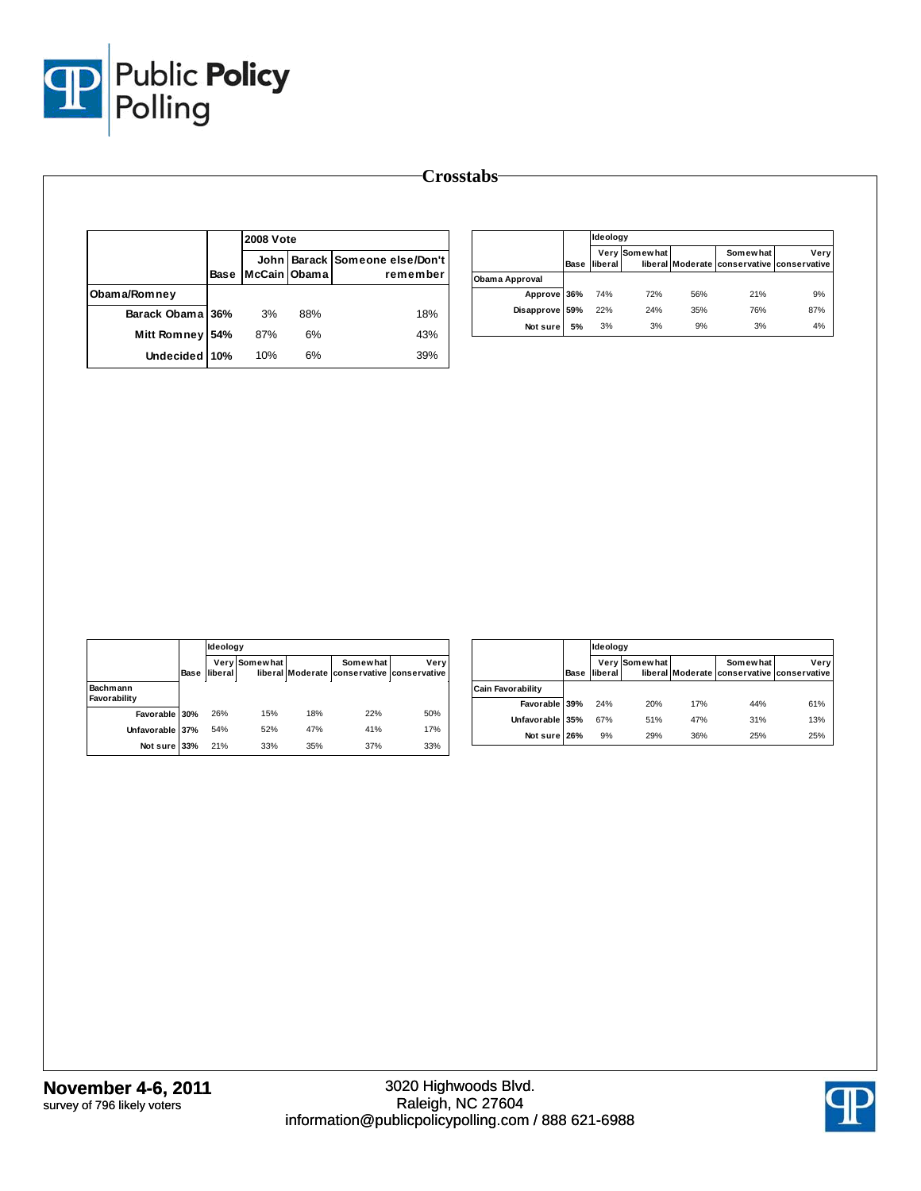## Crosstabs

| | Base | 2008 Vote | | |
|---|---|---|---|---|
| | | John McCain | Barack Obama | Someone else/Don't remember |
| **Obama/Romney** | | | | |
| Barack Obama | 36% | 3% | 88% | 18% |
| Mitt Romney | 54% | 87% | 6% | 43% |
| Undecided | 10% | 10% | 6% | 39% |

| | Base | Ideology | | | | |
|---|---|---|---|---|---|---|
| | | Very liberal | Somewhat liberal | Moderate | Somewhat conservative | Very conservative |
| **Obama Approval** | | | | | | |
| Approve | 36% | 74% | 72% | 56% | 21% | 9% |
| Disapprove | 59% | 22% | 24% | 35% | 76% | 87% |
| Not sure | 5% | 3% | 3% | 9% | 3% | 4% |

| | Base | Ideology | | | | |
|---|---|---|---|---|---|---|
| | | Very liberal | Somewhat liberal | Moderate | Somewhat conservative | Very conservative |
| **Bachmann Favorability** | | | | | | |
| Favorable | 30% | 26% | 15% | 18% | 22% | 50% |
| Unfavorable | 37% | 54% | 52% | 47% | 41% | 17% |
| Not sure | 33% | 21% | 33% | 35% | 37% | 33% |

| | Base | Ideology | | | | |
|---|---|---|---|---|---|---|
| | | Very liberal | Somewhat liberal | Moderate | Somewhat conservative | Very conservative |
| **Cain Favorability** | | | | | | |
| Favorable | 39% | 24% | 20% | 17% | 44% | 61% |
| Unfavorable | 35% | 67% | 51% | 47% | 31% | 13% |
| Not sure | 26% | 9% | 29% | 36% | 25% | 25% |

**November 4-6, 2011**
survey of 796 likely voters

3020 Highwoods Blvd.
Raleigh, NC 27604
information@publicpolicypolling.com / 888 621-6988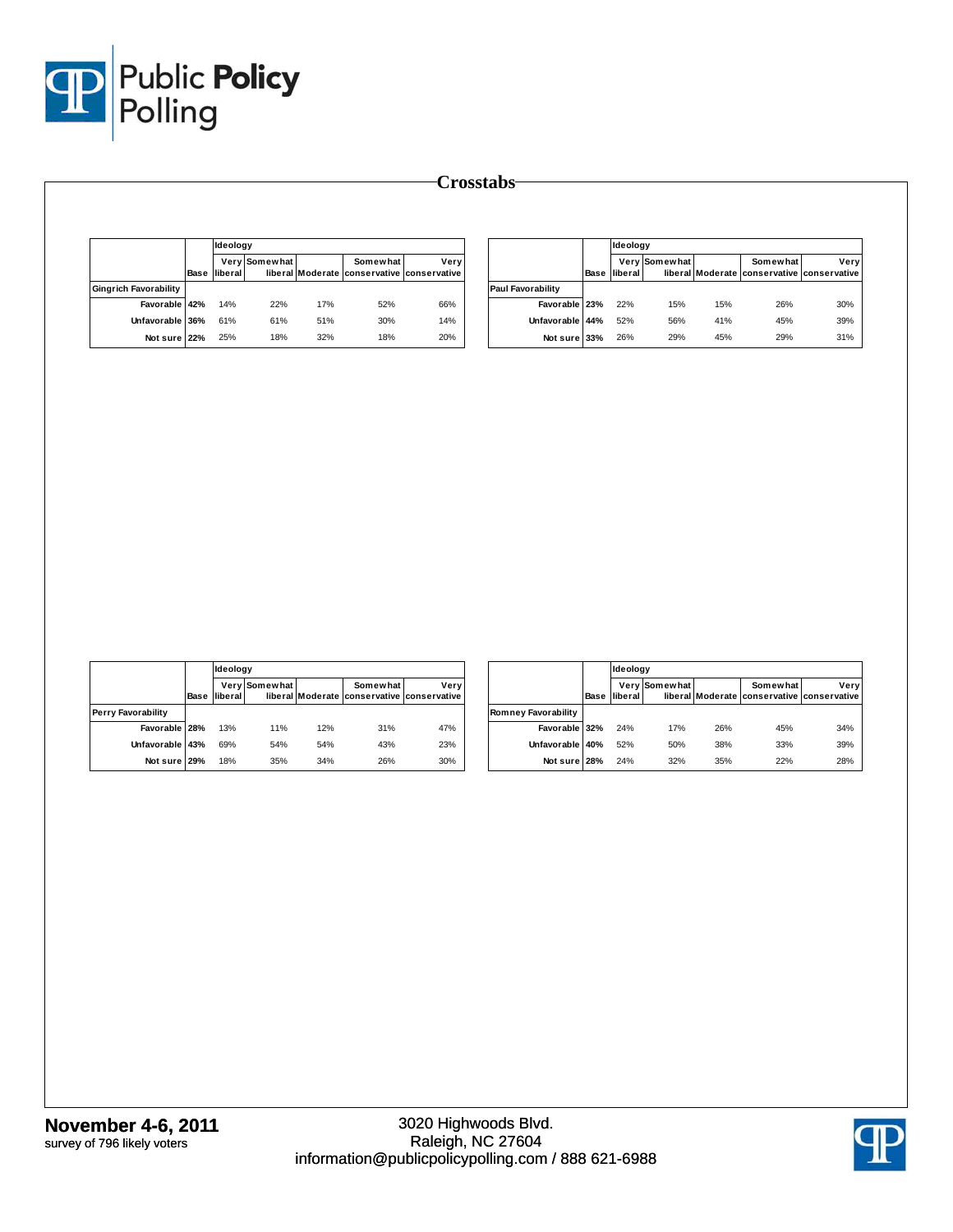## Crosstabs

| | Base | Ideology | | | | |
|---|---|---|---|---|---|---|
| | | Very liberal | Somewhat liberal | Moderate | Somewhat conservative | Very conservative |
| **Gingrich Favorability** | | | | | | |
| Favorable | 42% | 14% | 22% | 17% | 52% | 66% |
| Unfavorable | 36% | 61% | 61% | 51% | 30% | 14% |
| Not sure | 22% | 25% | 18% | 32% | 18% | 20% |

| | Base | Ideology | | | | |
|---|---|---|---|---|---|---|
| | | Very liberal | Somewhat liberal | Moderate | Somewhat conservative | Very conservative |
| **Paul Favorability** | | | | | | |
| Favorable | 23% | 22% | 15% | 15% | 26% | 30% |
| Unfavorable | 44% | 52% | 56% | 41% | 45% | 39% |
| Not sure | 33% | 26% | 29% | 45% | 29% | 31% |

| | Base | Ideology | | | | |
|---|---|---|---|---|---|---|
| | | Very liberal | Somewhat liberal | Moderate | Somewhat conservative | Very conservative |
| **Perry Favorability** | | | | | | |
| Favorable | 28% | 13% | 11% | 12% | 31% | 47% |
| Unfavorable | 43% | 69% | 54% | 54% | 43% | 23% |
| Not sure | 29% | 18% | 35% | 34% | 26% | 30% |

| | Base | Ideology | | | | |
|---|---|---|---|---|---|---|
| | | Very liberal | Somewhat liberal | Moderate | Somewhat conservative | Very conservative |
| **Romney Favorability** | | | | | | |
| Favorable | 32% | 24% | 17% | 26% | 45% | 34% |
| Unfavorable | 40% | 52% | 50% | 38% | 33% | 39% |
| Not sure | 28% | 24% | 32% | 35% | 22% | 28% |

**November 4-6, 2011**
survey of 796 likely voters

3020 Highwoods Blvd.
Raleigh, NC 27604
information@publicpolicypolling.com / 888 621-6988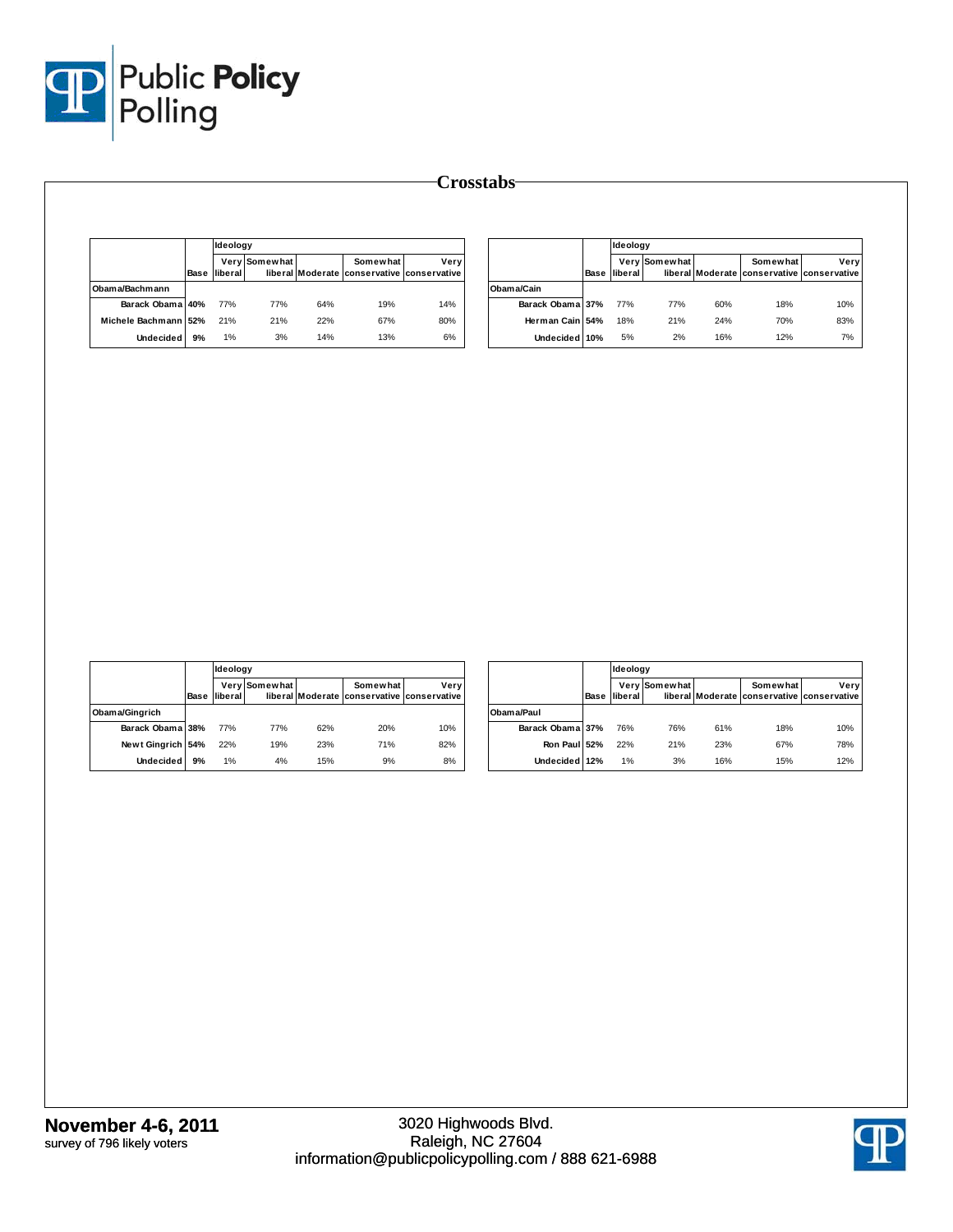# Crosstabs

| | Base | Ideology | | | | |
|---|---|---|---|---|---|---|
| | | Very liberal | Somewhat liberal | Moderate | Somewhat conservative | Very conservative |
| **Obama/Bachmann** | | | | | | |
| Barack Obama | 40% | 77% | 77% | 64% | 19% | 14% |
| Michele Bachmann | 52% | 21% | 21% | 22% | 67% | 80% |
| Undecided | 9% | 1% | 3% | 14% | 13% | 6% |

| | Base | Ideology | | | | |
|---|---|---|---|---|---|---|
| | | Very liberal | Somewhat liberal | Moderate | Somewhat conservative | Very conservative |
| **Obama/Cain** | | | | | | |
| Barack Obama | 37% | 77% | 77% | 60% | 18% | 10% |
| Herman Cain | 54% | 18% | 21% | 24% | 70% | 83% |
| Undecided | 10% | 5% | 2% | 16% | 12% | 7% |

| | Base | Ideology | | | | |
|---|---|---|---|---|---|---|
| | | Very liberal | Somewhat liberal | Moderate | Somewhat conservative | Very conservative |
| **Obama/Gingrich** | | | | | | |
| Barack Obama | 38% | 77% | 77% | 62% | 20% | 10% |
| Newt Gingrich | 54% | 22% | 19% | 23% | 71% | 82% |
| Undecided | 9% | 1% | 4% | 15% | 9% | 8% |

| | Base | Ideology | | | | |
|---|---|---|---|---|---|---|
| | | Very liberal | Somewhat liberal | Moderate | Somewhat conservative | Very conservative |
| **Obama/Paul** | | | | | | |
| Barack Obama | 37% | 76% | 76% | 61% | 18% | 10% |
| Ron Paul | 52% | 22% | 21% | 23% | 67% | 78% |
| Undecided | 12% | 1% | 3% | 16% | 15% | 12% |

**November 4-6, 2011**
survey of 796 likely voters

3020 Highwoods Blvd.
Raleigh, NC 27604
information@publicpolicypolling.com / 888 621-6988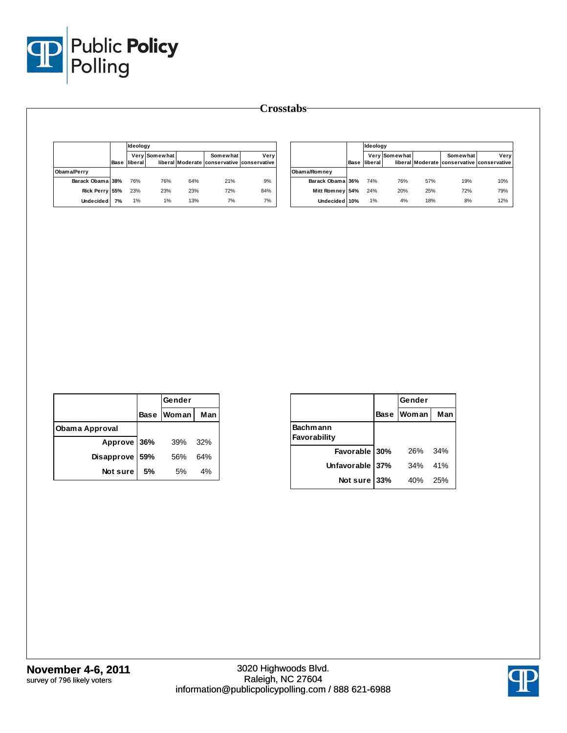# Crosstabs

| | Base | Ideology: Very liberal | Somewhat liberal | Moderate | Somewhat conservative | Very conservative |
|---|---|---|---|---|---|---|
| **Obama/Perry** | | | | | | |
| Barack Obama | 38% | 76% | 76% | 64% | 21% | 9% |
| Rick Perry | 55% | 23% | 23% | 23% | 72% | 84% |
| Undecided | 7% | 1% | 1% | 13% | 7% | 7% |

| | Base | Ideology: Very liberal | Somewhat liberal | Moderate | Somewhat conservative | Very conservative |
|---|---|---|---|---|---|---|
| **Obama/Romney** | | | | | | |
| Barack Obama | 36% | 74% | 76% | 57% | 19% | 10% |
| Mitt Romney | 54% | 24% | 20% | 25% | 72% | 79% |
| Undecided | 10% | 1% | 4% | 18% | 8% | 12% |

| | Base | Gender: Woman | Man |
|---|---|---|---|
| **Obama Approval** | | | |
| Approve | 36% | 39% | 32% |
| Disapprove | 59% | 56% | 64% |
| Not sure | 5% | 5% | 4% |

| | Base | Gender: Woman | Man |
|---|---|---|---|
| **Bachmann Favorability** | | | |
| Favorable | 30% | 26% | 34% |
| Unfavorable | 37% | 34% | 41% |
| Not sure | 33% | 40% | 25% |

**November 4-6, 2011**
survey of 796 likely voters

3020 Highwoods Blvd.
Raleigh, NC 27604
information@publicpolicypolling.com / 888 621-6988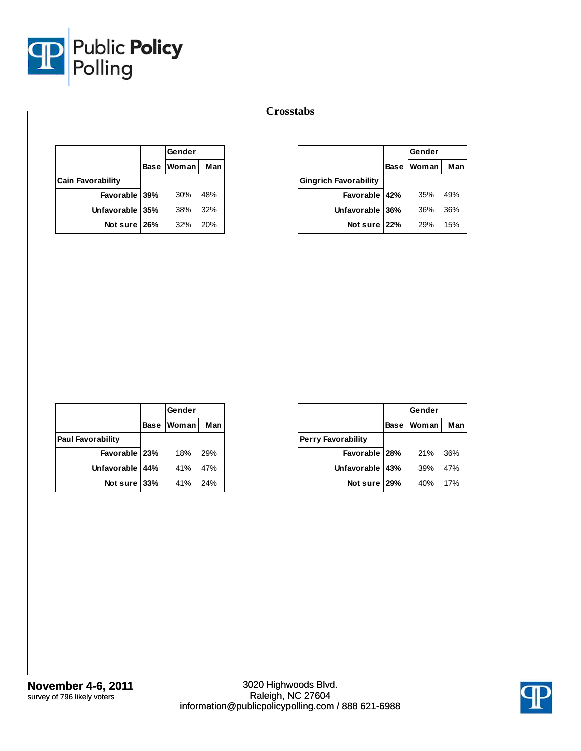## Crosstabs

| | Base | Gender | |
|---|---|---|---|
| | | Woman | Man |
| **Cain Favorability** | | | |
| Favorable | **39%** | 30% | 48% |
| Unfavorable | **35%** | 38% | 32% |
| Not sure | **26%** | 32% | 20% |

| | Base | Gender | |
|---|---|---|---|
| | | Woman | Man |
| **Gingrich Favorability** | | | |
| Favorable | **42%** | 35% | 49% |
| Unfavorable | **36%** | 36% | 36% |
| Not sure | **22%** | 29% | 15% |

| | Base | Gender | |
|---|---|---|---|
| | | Woman | Man |
| **Paul Favorability** | | | |
| Favorable | **23%** | 18% | 29% |
| Unfavorable | **44%** | 41% | 47% |
| Not sure | **33%** | 41% | 24% |

| | Base | Gender | |
|---|---|---|---|
| | | Woman | Man |
| **Perry Favorability** | | | |
| Favorable | **28%** | 21% | 36% |
| Unfavorable | **43%** | 39% | 47% |
| Not sure | **29%** | 40% | 17% |

**November 4-6, 2011**
survey of 796 likely voters

3020 Highwoods Blvd.
Raleigh, NC 27604
information@publicpolicypolling.com / 888 621-6988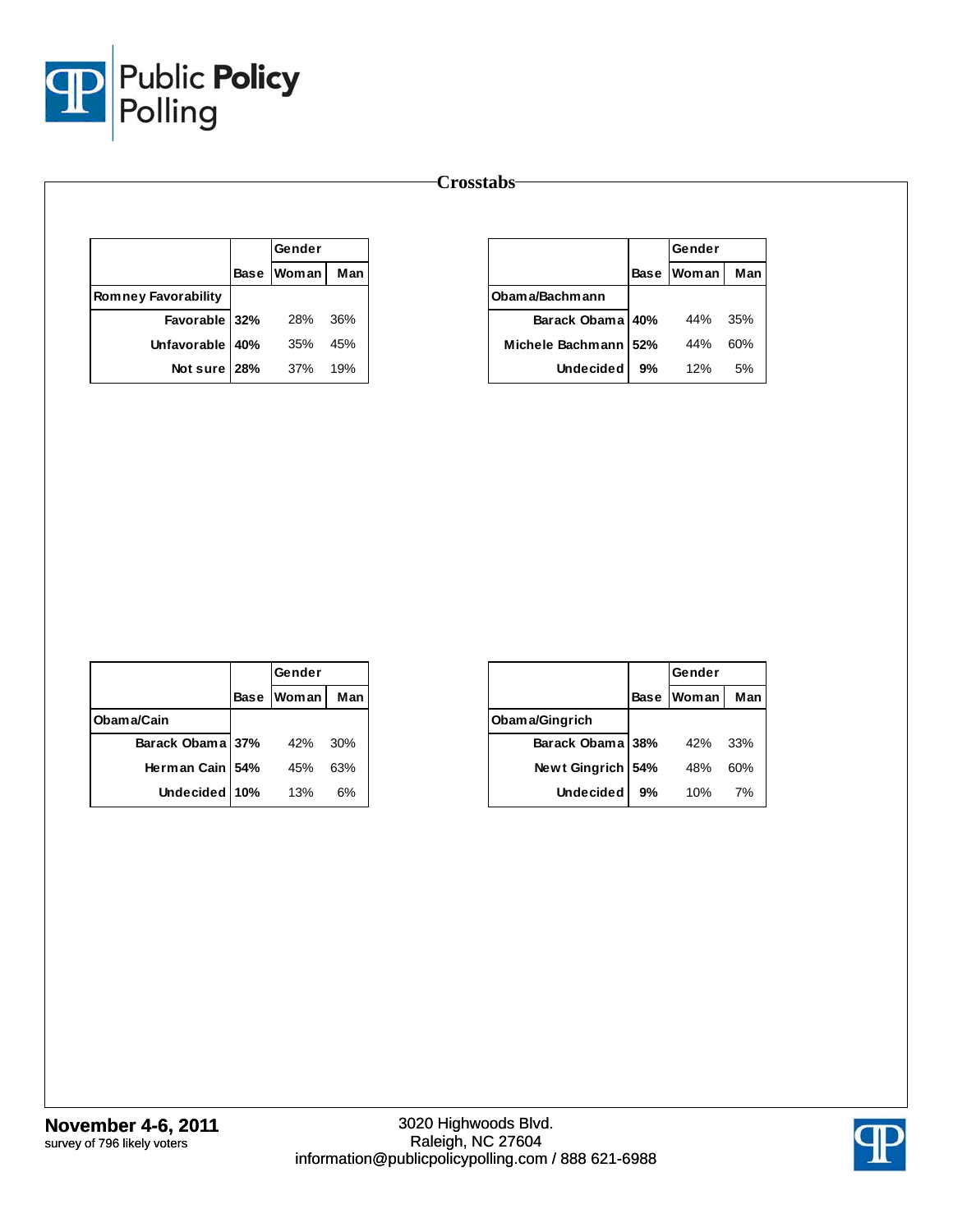# Crosstabs

| | Base | Gender | |
|---|---|---|---|
| | | Woman | Man |
| **Romney Favorability** | | | |
| Favorable | **32%** | 28% | 36% |
| Unfavorable | **40%** | 35% | 45% |
| Not sure | **28%** | 37% | 19% |

| | Base | Gender | |
|---|---|---|---|
| | | Woman | Man |
| **Obama/Bachmann** | | | |
| Barack Obama | **40%** | 44% | 35% |
| Michele Bachmann | **52%** | 44% | 60% |
| Undecided | **9%** | 12% | 5% |

| | Base | Gender | |
|---|---|---|---|
| | | Woman | Man |
| **Obama/Cain** | | | |
| Barack Obama | **37%** | 42% | 30% |
| Herman Cain | **54%** | 45% | 63% |
| Undecided | **10%** | 13% | 6% |

| | Base | Gender | |
|---|---|---|---|
| | | Woman | Man |
| **Obama/Gingrich** | | | |
| Barack Obama | **38%** | 42% | 33% |
| Newt Gingrich | **54%** | 48% | 60% |
| Undecided | **9%** | 10% | 7% |

**November 4-6, 2011**
survey of 796 likely voters

3020 Highwoods Blvd.
Raleigh, NC 27604
information@publicpolicypolling.com / 888 621-6988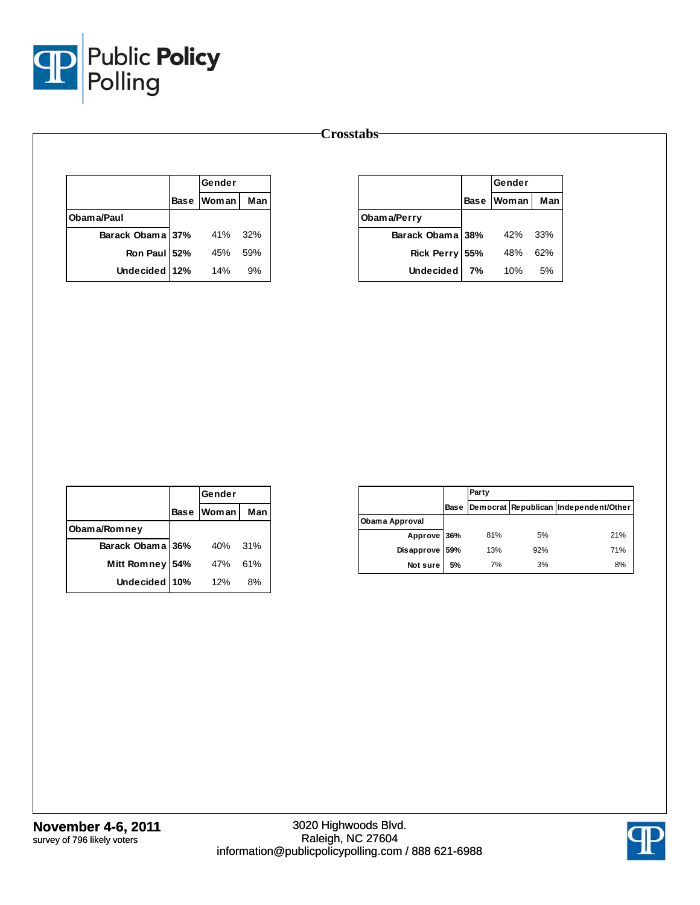## Crosstabs

| | Gender | | |
|---|---|---|---|
| | Base | Woman | Man |
| **Obama/Paul** | | | |
| Barack Obama | 37% | 41% | 32% |
| Ron Paul | 52% | 45% | 59% |
| Undecided | 12% | 14% | 9% |

| | Gender | | |
|---|---|---|---|
| | Base | Woman | Man |
| **Obama/Perry** | | | |
| Barack Obama | 38% | 42% | 33% |
| Rick Perry | 55% | 48% | 62% |
| Undecided | 7% | 10% | 5% |

| | Gender | | |
|---|---|---|---|
| | Base | Woman | Man |
| **Obama/Romney** | | | |
| Barack Obama | 36% | 40% | 31% |
| Mitt Romney | 54% | 47% | 61% |
| Undecided | 10% | 12% | 8% |

| | Party | | | |
|---|---|---|---|---|
| | Base | Democrat | Republican | Independent/Other |
| **Obama Approval** | | | | |
| Approve | 36% | 81% | 5% | 21% |
| Disapprove | 59% | 13% | 92% | 71% |
| Not sure | 5% | 7% | 3% | 8% |

**November 4-6, 2011**
survey of 796 likely voters

3020 Highwoods Blvd.
Raleigh, NC 27604
information@publicpolicypolling.com / 888 621-6988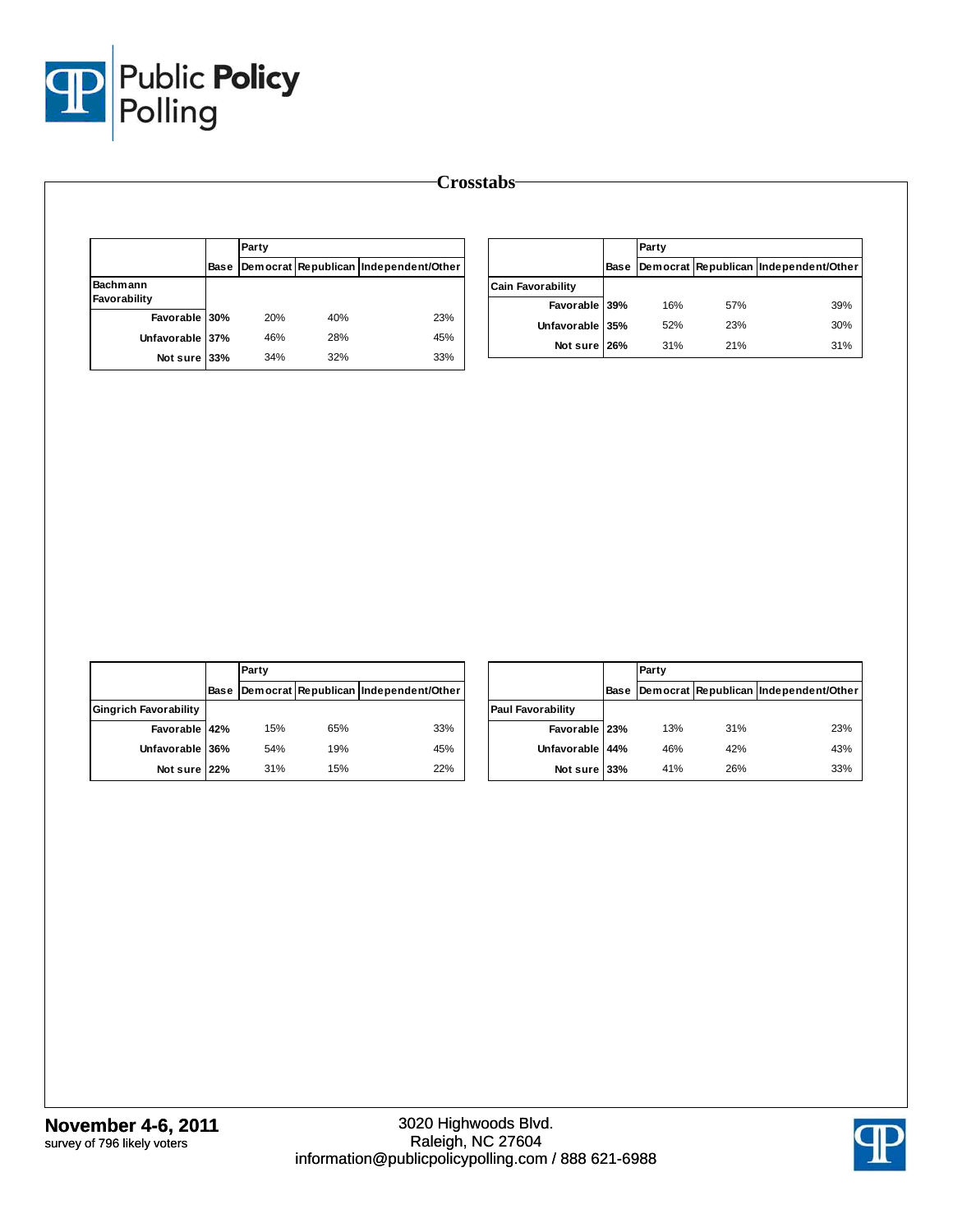## Crosstabs

| | Base | Party | | |
|---|---|---|---|---|
| | | Democrat | Republican | Independent/Other |
| **Bachmann Favorability** | | | | |
| Favorable | 30% | 20% | 40% | 23% |
| Unfavorable | 37% | 46% | 28% | 45% |
| Not sure | 33% | 34% | 32% | 33% |

| | Base | Party | | |
|---|---|---|---|---|
| | | Democrat | Republican | Independent/Other |
| **Cain Favorability** | | | | |
| Favorable | 39% | 16% | 57% | 39% |
| Unfavorable | 35% | 52% | 23% | 30% |
| Not sure | 26% | 31% | 21% | 31% |

| | Base | Party | | |
|---|---|---|---|---|
| | | Democrat | Republican | Independent/Other |
| **Gingrich Favorability** | | | | |
| Favorable | 42% | 15% | 65% | 33% |
| Unfavorable | 36% | 54% | 19% | 45% |
| Not sure | 22% | 31% | 15% | 22% |

| | Base | Party | | |
|---|---|---|---|---|
| | | Democrat | Republican | Independent/Other |
| **Paul Favorability** | | | | |
| Favorable | 23% | 13% | 31% | 23% |
| Unfavorable | 44% | 46% | 42% | 43% |
| Not sure | 33% | 41% | 26% | 33% |

**November 4-6, 2011**
survey of 796 likely voters

3020 Highwoods Blvd.
Raleigh, NC 27604
information@publicpolicypolling.com / 888 621-6988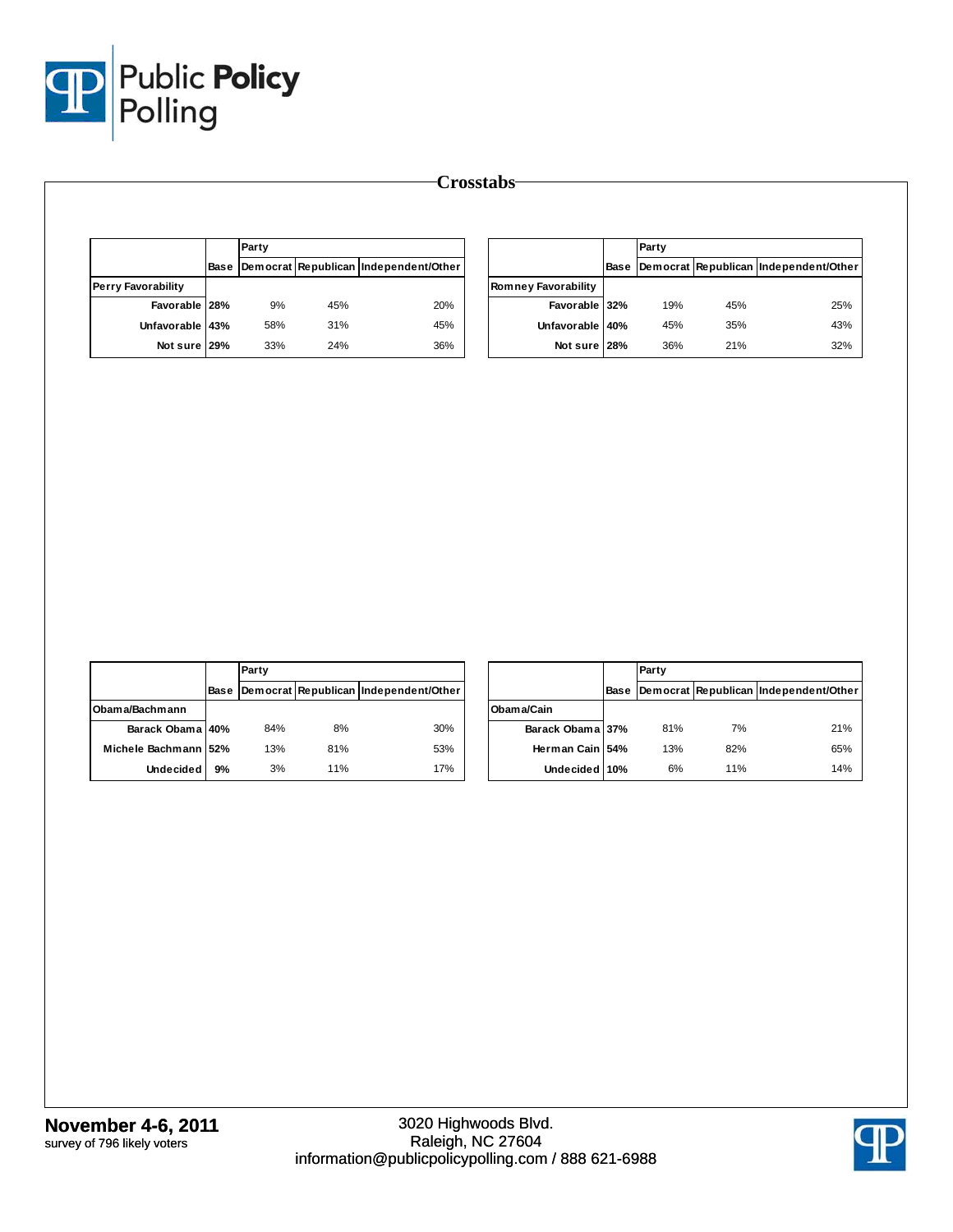# Crosstabs

| | Base | Party | | |
|---|---|---|---|---|
| | | Democrat | Republican | Independent/Other |
| **Perry Favorability** | | | | |
| Favorable | 28% | 9% | 45% | 20% |
| Unfavorable | 43% | 58% | 31% | 45% |
| Not sure | 29% | 33% | 24% | 36% |

| | Base | Party | | |
|---|---|---|---|---|
| | | Democrat | Republican | Independent/Other |
| **Romney Favorability** | | | | |
| Favorable | 32% | 19% | 45% | 25% |
| Unfavorable | 40% | 45% | 35% | 43% |
| Not sure | 28% | 36% | 21% | 32% |

| | Base | Party | | |
|---|---|---|---|---|
| | | Democrat | Republican | Independent/Other |
| **Obama/Bachmann** | | | | |
| Barack Obama | 40% | 84% | 8% | 30% |
| Michele Bachmann | 52% | 13% | 81% | 53% |
| Undecided | 9% | 3% | 11% | 17% |

| | Base | Party | | |
|---|---|---|---|---|
| | | Democrat | Republican | Independent/Other |
| **Obama/Cain** | | | | |
| Barack Obama | 37% | 81% | 7% | 21% |
| Herman Cain | 54% | 13% | 82% | 65% |
| Undecided | 10% | 6% | 11% | 14% |

**November 4-6, 2011**
survey of 796 likely voters

3020 Highwoods Blvd.
Raleigh, NC 27604
information@publicpolicypolling.com / 888 621-6988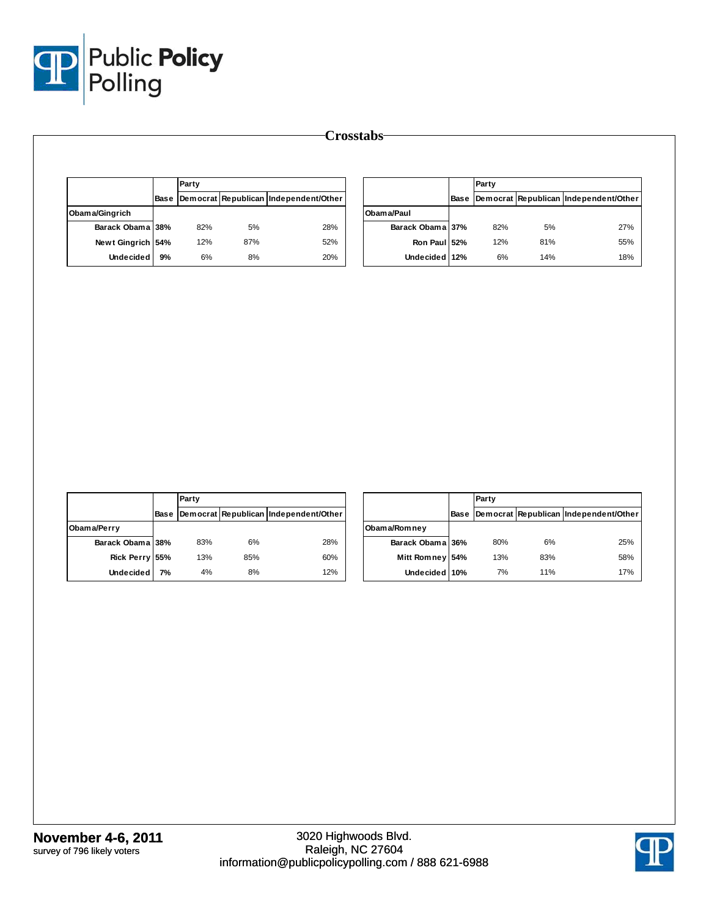# Crosstabs

| | Base | Party | | |
|---|---|---|---|---|
| | | Democrat | Republican | Independent/Other |
| **Obama/Gingrich** | | | | |
| Barack Obama | 38% | 82% | 5% | 28% |
| Newt Gingrich | 54% | 12% | 87% | 52% |
| Undecided | 9% | 6% | 8% | 20% |

| | Base | Party | | |
|---|---|---|---|---|
| | | Democrat | Republican | Independent/Other |
| **Obama/Paul** | | | | |
| Barack Obama | 37% | 82% | 5% | 27% |
| Ron Paul | 52% | 12% | 81% | 55% |
| Undecided | 12% | 6% | 14% | 18% |

| | Base | Party | | |
|---|---|---|---|---|
| | | Democrat | Republican | Independent/Other |
| **Obama/Perry** | | | | |
| Barack Obama | 38% | 83% | 6% | 28% |
| Rick Perry | 55% | 13% | 85% | 60% |
| Undecided | 7% | 4% | 8% | 12% |

| | Base | Party | | |
|---|---|---|---|---|
| | | Democrat | Republican | Independent/Other |
| **Obama/Romney** | | | | |
| Barack Obama | 36% | 80% | 6% | 25% |
| Mitt Romney | 54% | 13% | 83% | 58% |
| Undecided | 10% | 7% | 11% | 17% |

**November 4-6, 2011**
survey of 796 likely voters

3020 Highwoods Blvd.
Raleigh, NC 27604
information@publicpolicypolling.com / 888 621-6988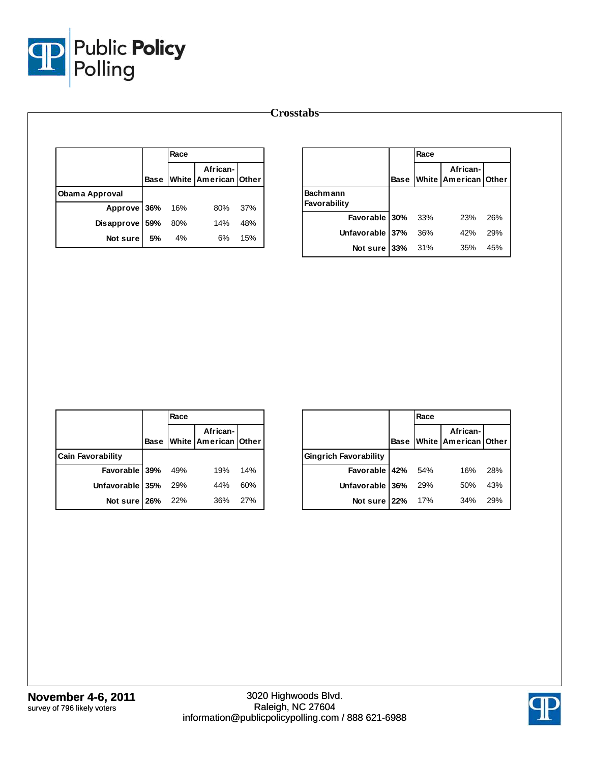# Crosstabs

| | Base | Race | | |
|---|---|---|---|---|
| | | White | African-American | Other |
| **Obama Approval** | | | | |
| Approve | 36% | 16% | 80% | 37% |
| Disapprove | 59% | 80% | 14% | 48% |
| Not sure | 5% | 4% | 6% | 15% |

| | Base | Race | | |
|---|---|---|---|---|
| | | White | African-American | Other |
| **Bachmann Favorability** | | | | |
| Favorable | 30% | 33% | 23% | 26% |
| Unfavorable | 37% | 36% | 42% | 29% |
| Not sure | 33% | 31% | 35% | 45% |

| | Base | Race | | |
|---|---|---|---|---|
| | | White | African-American | Other |
| **Cain Favorability** | | | | |
| Favorable | 39% | 49% | 19% | 14% |
| Unfavorable | 35% | 29% | 44% | 60% |
| Not sure | 26% | 22% | 36% | 27% |

| | Base | Race | | |
|---|---|---|---|---|
| | | White | African-American | Other |
| **Gingrich Favorability** | | | | |
| Favorable | 42% | 54% | 16% | 28% |
| Unfavorable | 36% | 29% | 50% | 43% |
| Not sure | 22% | 17% | 34% | 29% |

**November 4-6, 2011**
survey of 796 likely voters

3020 Highwoods Blvd.
Raleigh, NC 27604
information@publicpolicypolling.com / 888 621-6988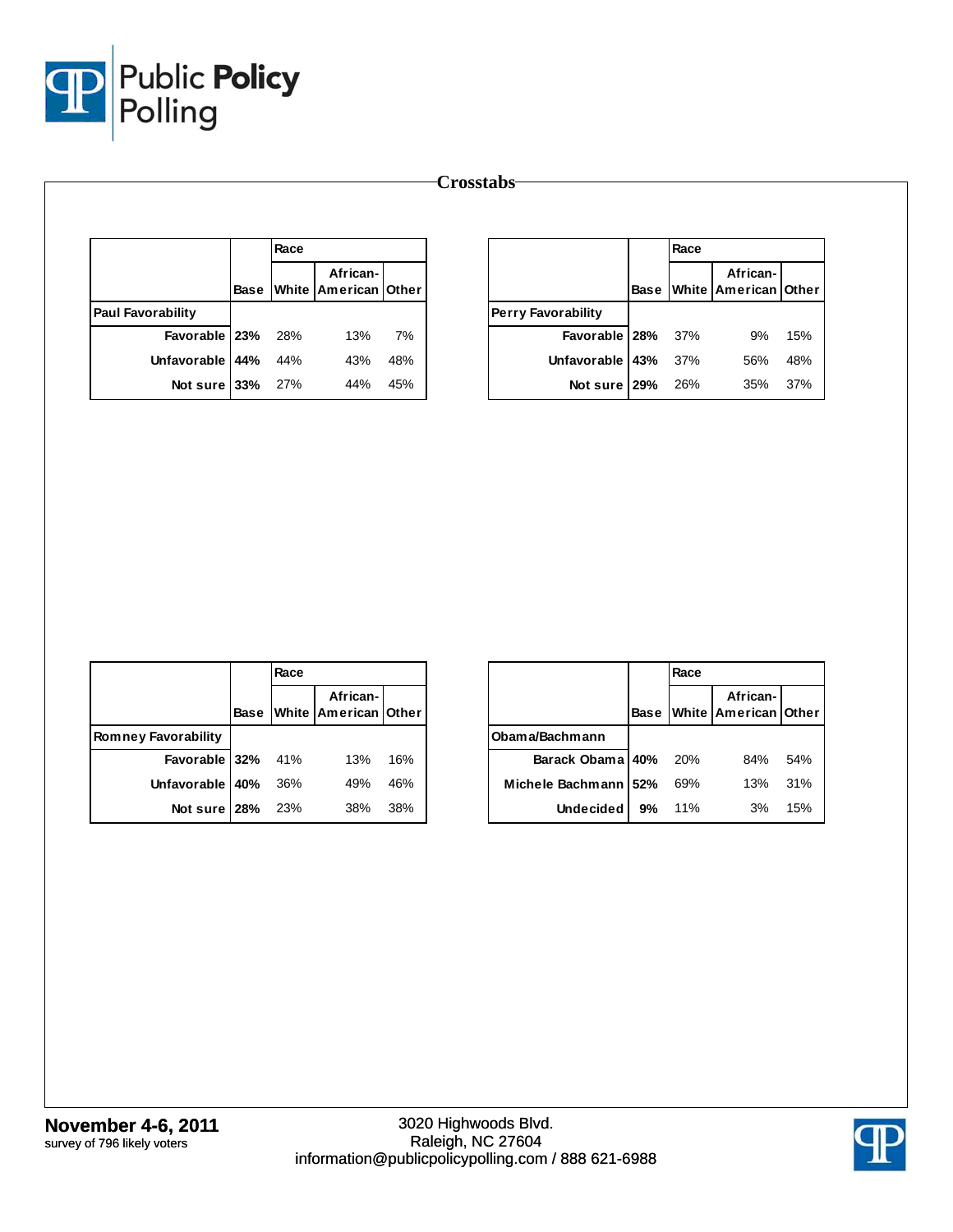## Crosstabs

| | Base | Race | | |
|---|---|---|---|---|
| | | White | African-American | Other |
| **Paul Favorability** | | | | |
| Favorable | **23%** | 28% | 13% | 7% |
| Unfavorable | **44%** | 44% | 43% | 48% |
| Not sure | **33%** | 27% | 44% | 45% |

| | Base | Race | | |
|---|---|---|---|---|
| | | White | African-American | Other |
| **Perry Favorability** | | | | |
| Favorable | **28%** | 37% | 9% | 15% |
| Unfavorable | **43%** | 37% | 56% | 48% |
| Not sure | **29%** | 26% | 35% | 37% |

| | Base | Race | | |
|---|---|---|---|---|
| | | White | African-American | Other |
| **Romney Favorability** | | | | |
| Favorable | **32%** | 41% | 13% | 16% |
| Unfavorable | **40%** | 36% | 49% | 46% |
| Not sure | **28%** | 23% | 38% | 38% |

| | Base | Race | | |
|---|---|---|---|---|
| | | White | African-American | Other |
| **Obama/Bachmann** | | | | |
| Barack Obama | **40%** | 20% | 84% | 54% |
| Michele Bachmann | **52%** | 69% | 13% | 31% |
| Undecided | **9%** | 11% | 3% | 15% |

**November 4-6, 2011**
survey of 796 likely voters

3020 Highwoods Blvd.
Raleigh, NC 27604
information@publicpolicypolling.com / 888 621-6988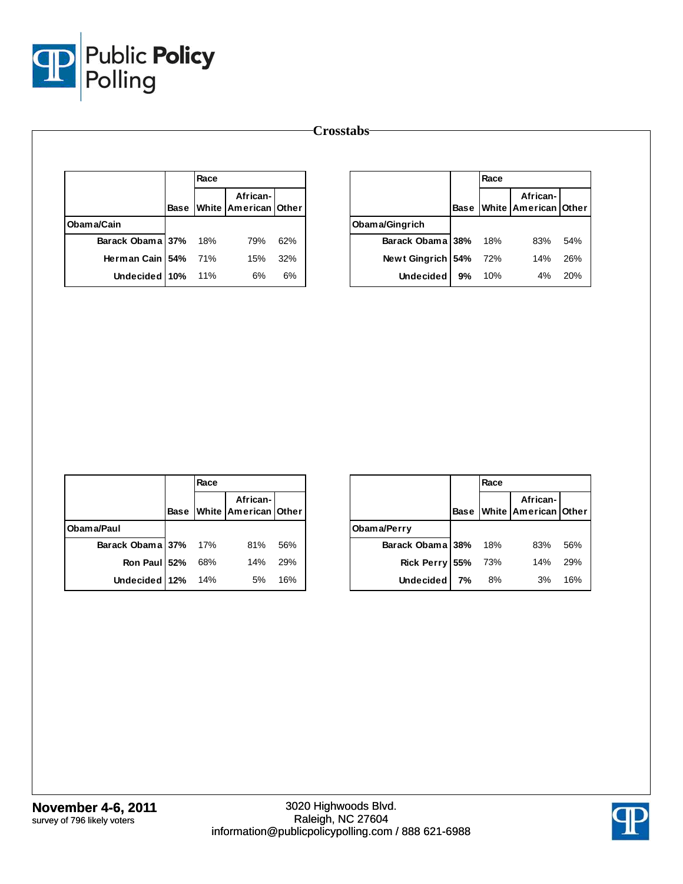# Crosstabs

| | Base | Race | | |
|---|---|---|---|---|
| | | White | African-American | Other |
| **Obama/Cain** | | | | |
| Barack Obama | 37% | 18% | 79% | 62% |
| Herman Cain | 54% | 71% | 15% | 32% |
| Undecided | 10% | 11% | 6% | 6% |

| | Base | Race | | |
|---|---|---|---|---|
| | | White | African-American | Other |
| **Obama/Gingrich** | | | | |
| Barack Obama | 38% | 18% | 83% | 54% |
| Newt Gingrich | 54% | 72% | 14% | 26% |
| Undecided | 9% | 10% | 4% | 20% |

| | Base | Race | | |
|---|---|---|---|---|
| | | White | African-American | Other |
| **Obama/Paul** | | | | |
| Barack Obama | 37% | 17% | 81% | 56% |
| Ron Paul | 52% | 68% | 14% | 29% |
| Undecided | 12% | 14% | 5% | 16% |

| | Base | Race | | |
|---|---|---|---|---|
| | | White | African-American | Other |
| **Obama/Perry** | | | | |
| Barack Obama | 38% | 18% | 83% | 56% |
| Rick Perry | 55% | 73% | 14% | 29% |
| Undecided | 7% | 8% | 3% | 16% |

**November 4-6, 2011**
survey of 796 likely voters

3020 Highwoods Blvd.
Raleigh, NC 27604
information@publicpolicypolling.com / 888 621-6988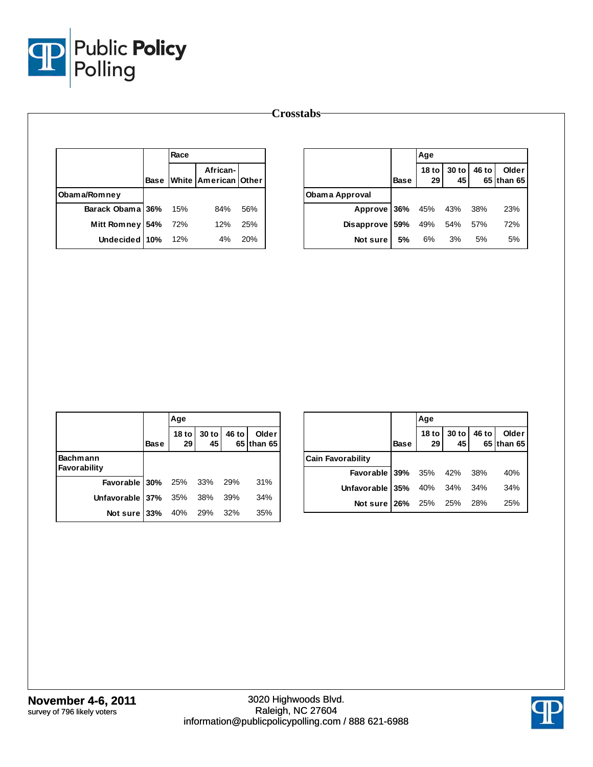# Crosstabs

| | Base | Race | | |
|---|---|---|---|---|
| | | White | African-American | Other |
| **Obama/Romney** | | | | |
| Barack Obama | 36% | 15% | 84% | 56% |
| Mitt Romney | 54% | 72% | 12% | 25% |
| Undecided | 10% | 12% | 4% | 20% |

| | Base | Age | | | |
|---|---|---|---|---|---|
| | | 18 to 29 | 30 to 45 | 46 to 65 | Older than 65 |
| **Obama Approval** | | | | | |
| Approve | 36% | 45% | 43% | 38% | 23% |
| Disapprove | 59% | 49% | 54% | 57% | 72% |
| Not sure | 5% | 6% | 3% | 5% | 5% |

| | Base | Age | | | |
|---|---|---|---|---|---|
| | | 18 to 29 | 30 to 45 | 46 to 65 | Older than 65 |
| **Bachmann Favorability** | | | | | |
| Favorable | 30% | 25% | 33% | 29% | 31% |
| Unfavorable | 37% | 35% | 38% | 39% | 34% |
| Not sure | 33% | 40% | 29% | 32% | 35% |

| | Base | Age | | | |
|---|---|---|---|---|---|
| | | 18 to 29 | 30 to 45 | 46 to 65 | Older than 65 |
| **Cain Favorability** | | | | | |
| Favorable | 39% | 35% | 42% | 38% | 40% |
| Unfavorable | 35% | 40% | 34% | 34% | 34% |
| Not sure | 26% | 25% | 25% | 28% | 25% |

**November 4-6, 2011**
survey of 796 likely voters

3020 Highwoods Blvd.
Raleigh, NC 27604
information@publicpolicypolling.com / 888 621-6988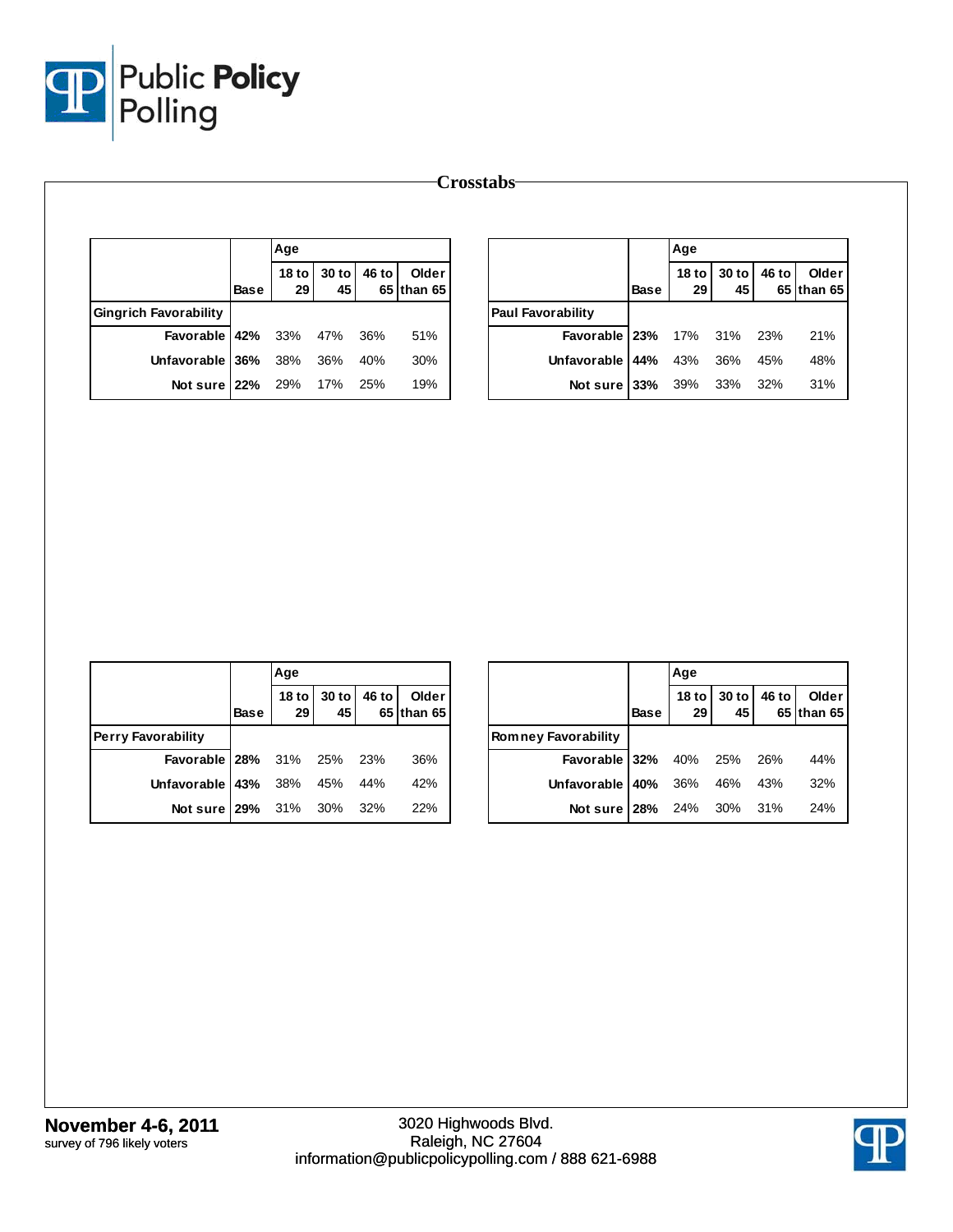# Crosstabs

| | Base | Age | | | |
|---|---|---|---|---|---|
| | | 18 to 29 | 30 to 45 | 46 to 65 | Older than 65 |
| **Gingrich Favorability** | | | | | |
| Favorable | **42%** | 33% | 47% | 36% | 51% |
| Unfavorable | **36%** | 38% | 36% | 40% | 30% |
| Not sure | **22%** | 29% | 17% | 25% | 19% |

| | Base | Age | | | |
|---|---|---|---|---|---|
| | | 18 to 29 | 30 to 45 | 46 to 65 | Older than 65 |
| **Paul Favorability** | | | | | |
| Favorable | **23%** | 17% | 31% | 23% | 21% |
| Unfavorable | **44%** | 43% | 36% | 45% | 48% |
| Not sure | **33%** | 39% | 33% | 32% | 31% |

| | Base | Age | | | |
|---|---|---|---|---|---|
| | | 18 to 29 | 30 to 45 | 46 to 65 | Older than 65 |
| **Perry Favorability** | | | | | |
| Favorable | **28%** | 31% | 25% | 23% | 36% |
| Unfavorable | **43%** | 38% | 45% | 44% | 42% |
| Not sure | **29%** | 31% | 30% | 32% | 22% |

| | Base | Age | | | |
|---|---|---|---|---|---|
| | | 18 to 29 | 30 to 45 | 46 to 65 | Older than 65 |
| **Romney Favorability** | | | | | |
| Favorable | **32%** | 40% | 25% | 26% | 44% |
| Unfavorable | **40%** | 36% | 46% | 43% | 32% |
| Not sure | **28%** | 24% | 30% | 31% | 24% |

**November 4-6, 2011**
survey of 796 likely voters

3020 Highwoods Blvd.
Raleigh, NC 27604
information@publicpolicypolling.com / 888 621-6988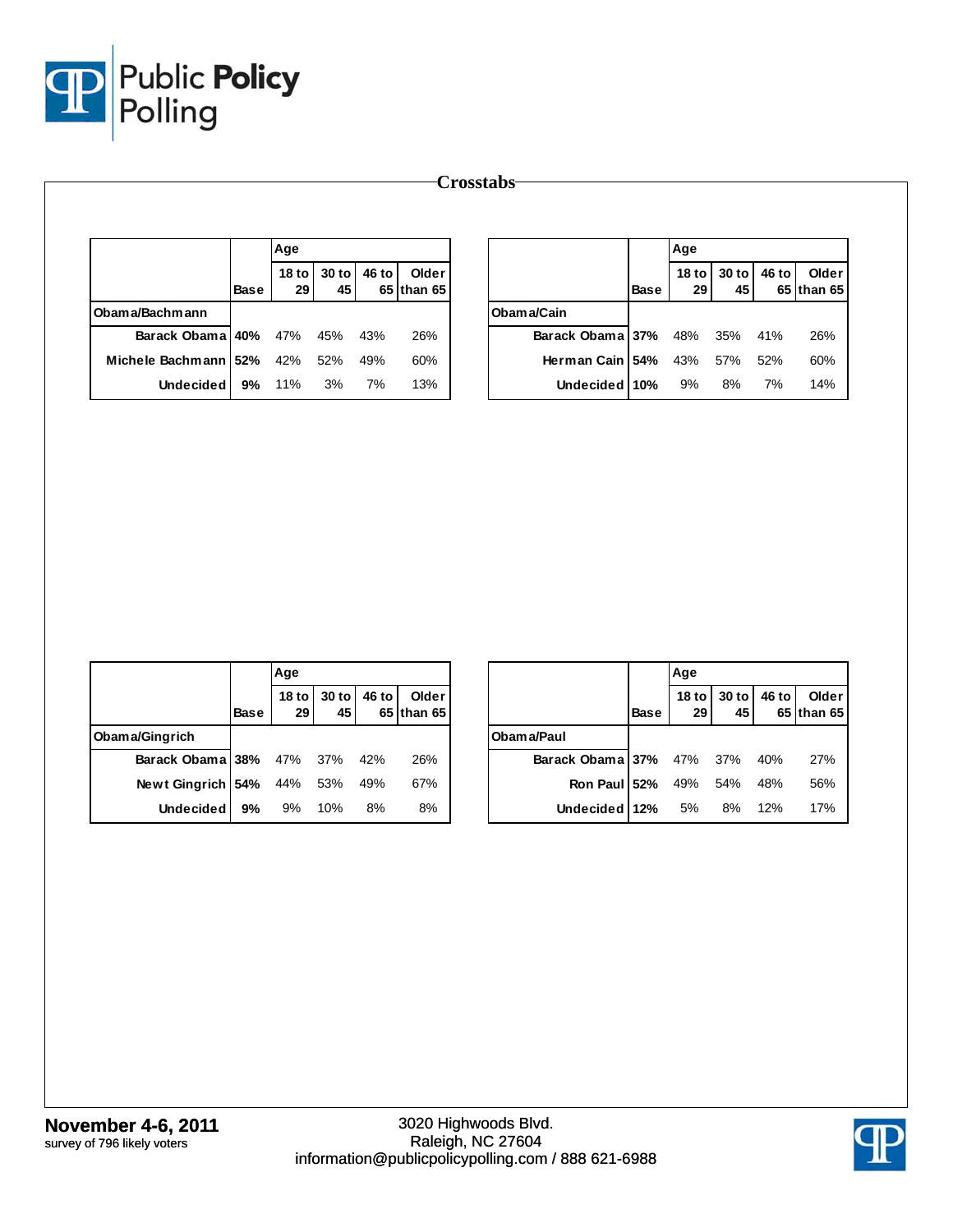# Crosstabs

| | Base | Age | | | |
|---|---|---|---|---|---|
| | | 18 to 29 | 30 to 45 | 46 to 65 | Older than 65 |
| **Obama/Bachmann** | | | | | |
| Barack Obama | 40% | 47% | 45% | 43% | 26% |
| Michele Bachmann | 52% | 42% | 52% | 49% | 60% |
| Undecided | 9% | 11% | 3% | 7% | 13% |

| | Base | Age | | | |
|---|---|---|---|---|---|
| | | 18 to 29 | 30 to 45 | 46 to 65 | Older than 65 |
| **Obama/Cain** | | | | | |
| Barack Obama | 37% | 48% | 35% | 41% | 26% |
| Herman Cain | 54% | 43% | 57% | 52% | 60% |
| Undecided | 10% | 9% | 8% | 7% | 14% |

| | Base | Age | | | |
|---|---|---|---|---|---|
| | | 18 to 29 | 30 to 45 | 46 to 65 | Older than 65 |
| **Obama/Gingrich** | | | | | |
| Barack Obama | 38% | 47% | 37% | 42% | 26% |
| Newt Gingrich | 54% | 44% | 53% | 49% | 67% |
| Undecided | 9% | 9% | 10% | 8% | 8% |

| | Base | Age | | | |
|---|---|---|---|---|---|
| | | 18 to 29 | 30 to 45 | 46 to 65 | Older than 65 |
| **Obama/Paul** | | | | | |
| Barack Obama | 37% | 47% | 37% | 40% | 27% |
| Ron Paul | 52% | 49% | 54% | 48% | 56% |
| Undecided | 12% | 5% | 8% | 12% | 17% |

**November 4-6, 2011**
survey of 796 likely voters

3020 Highwoods Blvd.
Raleigh, NC 27604
information@publicpolicypolling.com / 888 621-6988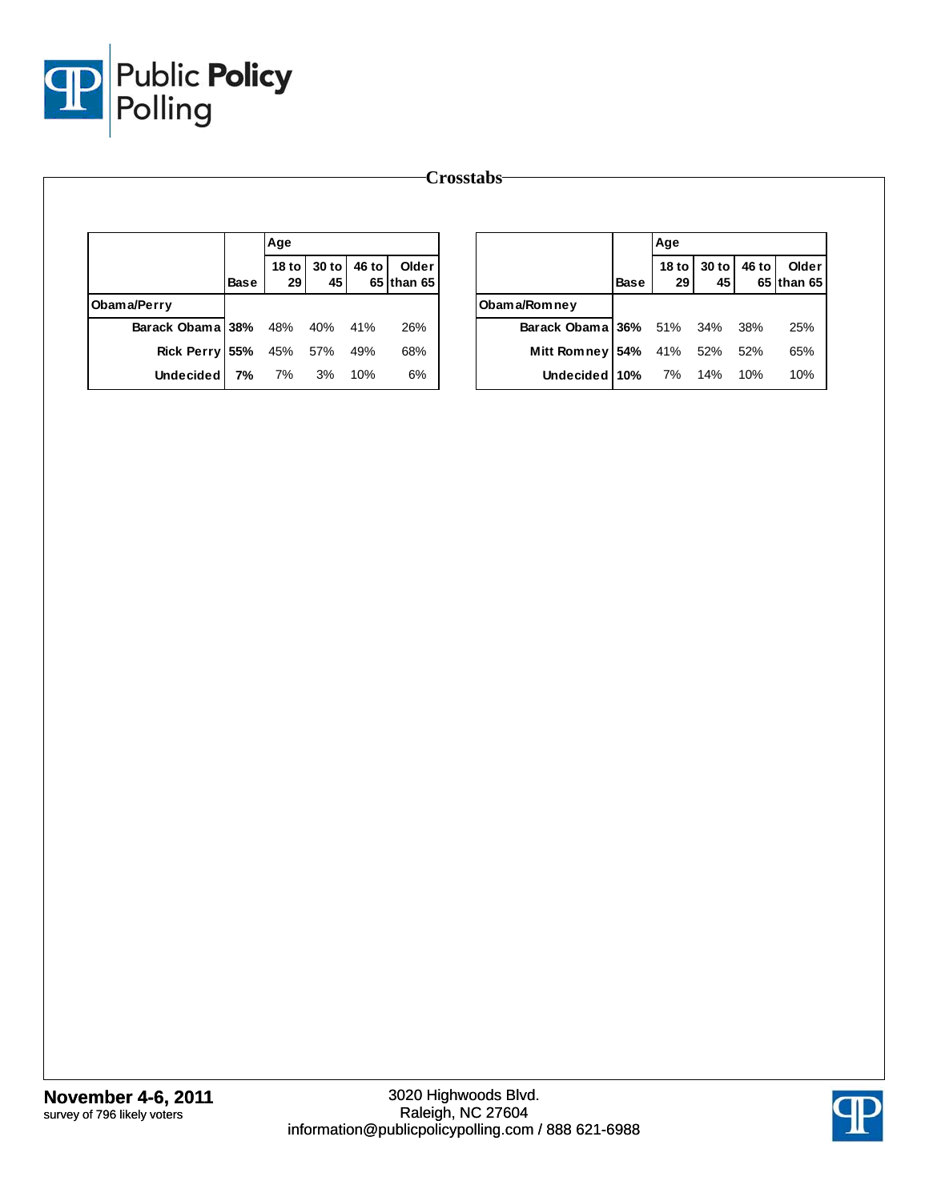# Crosstabs

| | Base | Age | | | |
|---|---|---|---|---|---|
| | | 18 to 29 | 30 to 45 | 46 to 65 | Older than 65 |
| **Obama/Perry** | | | | | |
| Barack Obama | **38%** | 48% | 40% | 41% | 26% |
| Rick Perry | **55%** | 45% | 57% | 49% | 68% |
| Undecided | **7%** | 7% | 3% | 10% | 6% |

| | Base | Age | | | |
|---|---|---|---|---|---|
| | | 18 to 29 | 30 to 45 | 46 to 65 | Older than 65 |
| **Obama/Romney** | | | | | |
| Barack Obama | **36%** | 51% | 34% | 38% | 25% |
| Mitt Romney | **54%** | 41% | 52% | 52% | 65% |
| Undecided | **10%** | 7% | 14% | 10% | 10% |

**November 4-6, 2011**
survey of 796 likely voters

3020 Highwoods Blvd.
Raleigh, NC 27604
information@publicpolicypolling.com / 888 621-6988